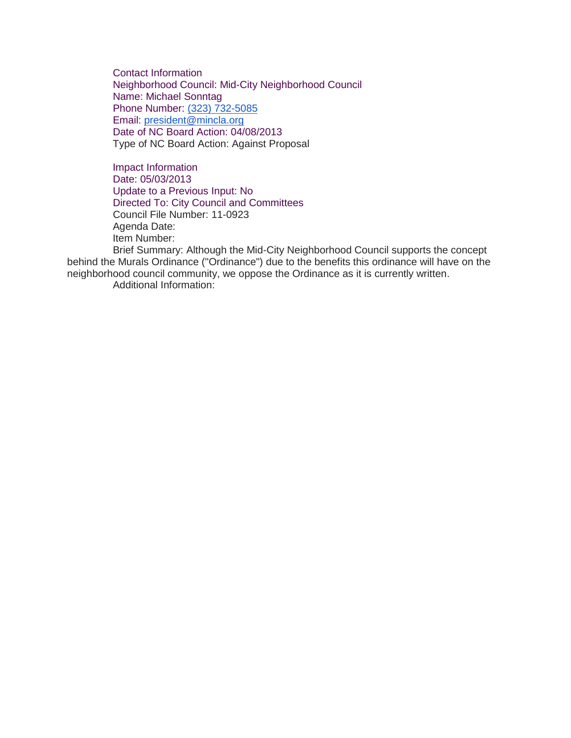Contact Information
Neighborhood Council: Mid-City Neighborhood Council
Name: Michael Sonntag
Phone Number: (323) 732-5085
Email: president@mincla.org
Date of NC Board Action: 04/08/2013
Type of NC Board Action: Against Proposal

Impact Information
Date: 05/03/2013
Update to a Previous Input: No
Directed To: City Council and Committees
Council File Number: 11-0923
Agenda Date:
Item Number:
Brief Summary: Although the Mid-City Neighborhood Council supports the concept behind the Murals Ordinance ("Ordinance") due to the benefits this ordinance will have on the neighborhood council community, we oppose the Ordinance as it is currently written.
Additional Information: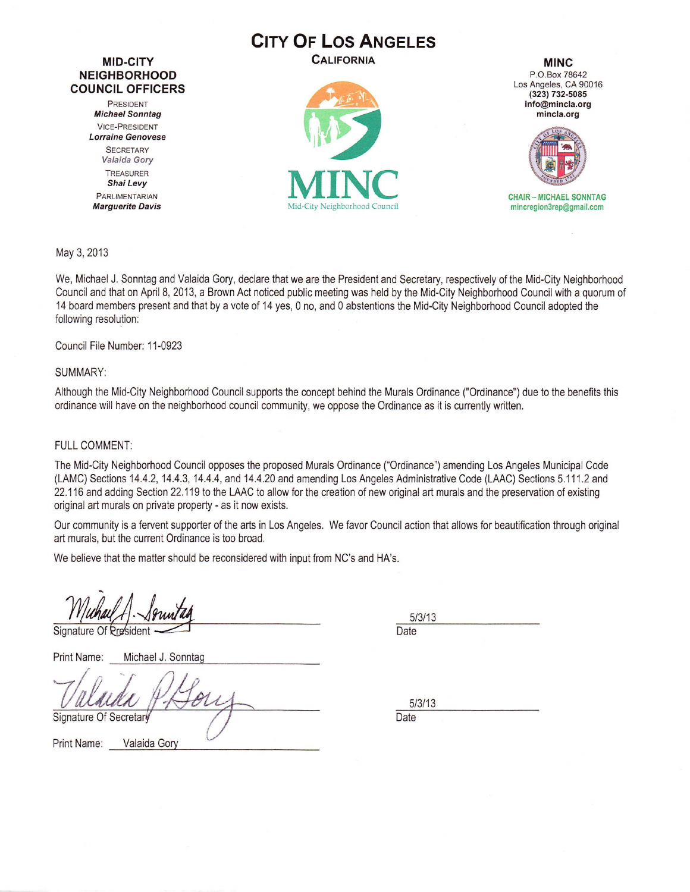**MID-CITY NEIGHBORHOOD COUNCIL OFFICERS**

PRESIDENT
***Michael Sonntag***

VICE-PRESIDENT
***Lorraine Genovese***

SECRETARY
***Valaida Gory***

TREASURER
***Shai Levy***

PARLIMENTARIAN
***Marguerite Davis***

# CITY OF LOS ANGELES

**CALIFORNIA**

MINC
Mid-City Neighborhood Council

**MINC**
P.O.Box 78642
Los Angeles, CA 90016
**(323) 732-5085**
**info@mincla.org**
**mincla.org**

**CHAIR – MICHAEL SONNTAG**
**mincregion3rep@gmail.com**

May 3, 2013

We, Michael J. Sonntag and Valaida Gory, declare that we are the President and Secretary, respectively of the Mid-City Neighborhood Council and that on April 8, 2013, a Brown Act noticed public meeting was held by the Mid-City Neighborhood Council with a quorum of 14 board members present and that by a vote of 14 yes, 0 no, and 0 abstentions the Mid-City Neighborhood Council adopted the following resolution:

Council File Number: 11-0923

SUMMARY:

Although the Mid-City Neighborhood Council supports the concept behind the Murals Ordinance ("Ordinance") due to the benefits this ordinance will have on the neighborhood council community, we oppose the Ordinance as it is currently written.

FULL COMMENT:

The Mid-City Neighborhood Council opposes the proposed Murals Ordinance ("Ordinance") amending Los Angeles Municipal Code (LAMC) Sections 14.4.2, 14.4.3, 14.4.4, and 14.4.20 and amending Los Angeles Administrative Code (LAAC) Sections 5.111.2 and 22.116 and adding Section 22.119 to the LAAC to allow for the creation of new original art murals and the preservation of existing original art murals on private property - as it now exists.

Our community is a fervent supporter of the arts in Los Angeles. We favor Council action that allows for beautification through original art murals, but the current Ordinance is too broad.

We believe that the matter should be reconsidered with input from NC's and HA's.

Michael J. Sonntag
Signature Of President

Date: 5/3/13

Print Name: Michael J. Sonntag

Valaida P. Gory
Signature Of Secretary

Date: 5/3/13

Print Name: Valaida Gory